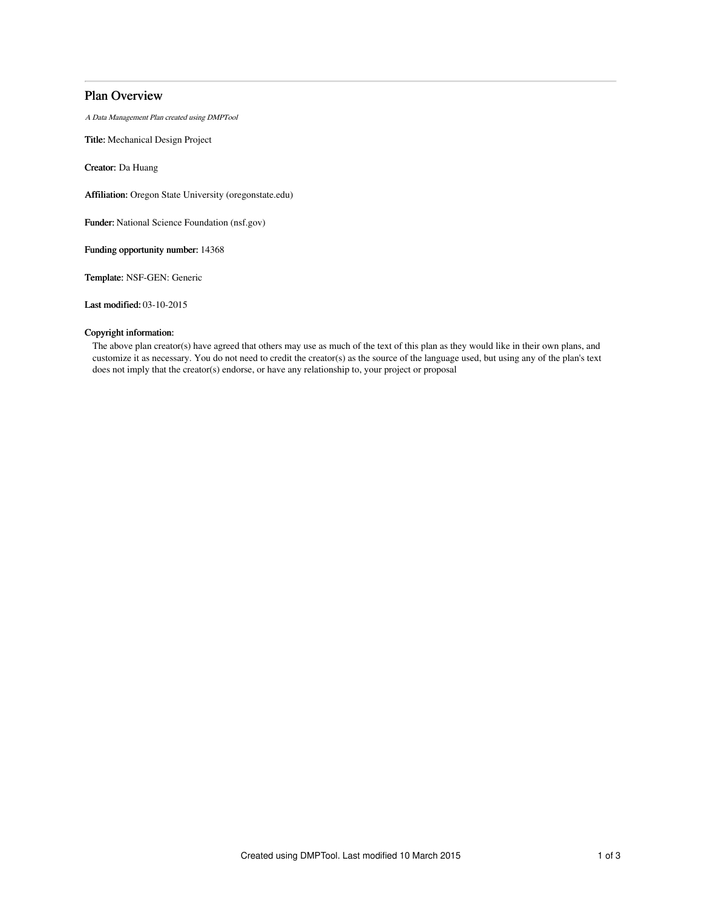# Plan Overview

*A Data Management Plan created using DMPTool*

**Title:** Mechanical Design Project

**Creator:** Da Huang

**Affiliation:** Oregon State University (oregonstate.edu)

**Funder:** National Science Foundation (nsf.gov)

**Funding opportunity number:** 14368

**Template:** NSF-GEN: Generic

**Last modified:** 03-10-2015

**Copyright information:**

The above plan creator(s) have agreed that others may use as much of the text of this plan as they would like in their own plans, and customize it as necessary. You do not need to credit the creator(s) as the source of the language used, but using any of the plan's text does not imply that the creator(s) endorse, or have any relationship to, your project or proposal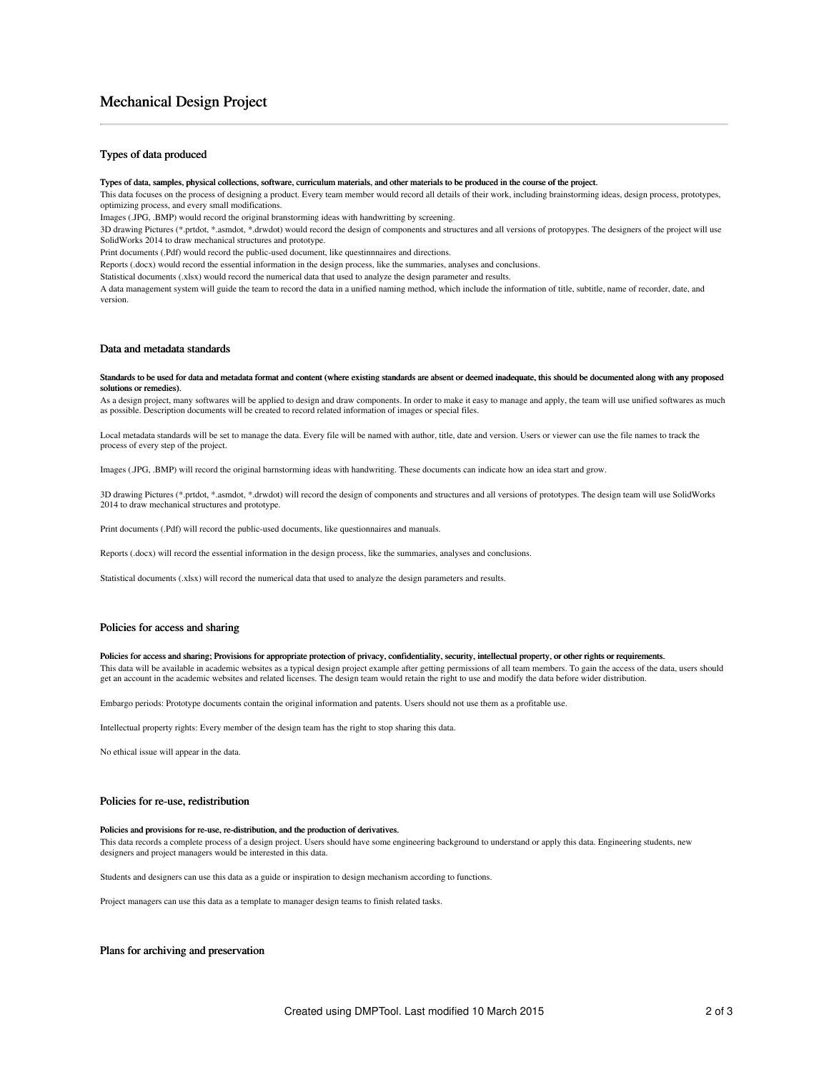# Mechanical Design Project

## Types of data produced

**Types of data, samples, physical collections, software, curriculum materials, and other materials to be produced in the course of the project.**

This data focuses on the process of designing a product. Every team member would record all details of their work, including brainstorming ideas, design process, prototypes, optimizing process, and every small modifications.

Images (.JPG, .BMP) would record the original branstorming ideas with handwritting by screening.

3D drawing Pictures (*.prtdot, *.asmdot, *.drwdot) would record the design of components and structures and all versions of protopypes. The designers of the project will use SolidWorks 2014 to draw mechanical structures and prototype.

Print documents (.Pdf) would record the public-used document, like questinnnaires and directions.

Reports (.docx) would record the essential information in the design process, like the summaries, analyses and conclusions.

Statistical documents (.xlsx) would record the numerical data that used to analyze the design parameter and results.

A data management system will guide the team to record the data in a unified naming method, which include the information of title, subtitle, name of recorder, date, and version.

## Data and metadata standards

**Standards to be used for data and metadata format and content (where existing standards are absent or deemed inadequate, this should be documented along with any proposed solutions or remedies).**

As a design project, many softwares will be applied to design and draw components. In order to make it easy to manage and apply, the team will use unified softwares as much as possible. Description documents will be created to record related information of images or special files.

Local metadata standards will be set to manage the data. Every file will be named with author, title, date and version. Users or viewer can use the file names to track the process of every step of the project.

Images (.JPG, .BMP) will record the original barnstorming ideas with handwriting. These documents can indicate how an idea start and grow.

3D drawing Pictures (*.prtdot, *.asmdot, *.drwdot) will record the design of components and structures and all versions of prototypes. The design team will use SolidWorks 2014 to draw mechanical structures and prototype.

Print documents (.Pdf) will record the public-used documents, like questionnaires and manuals.

Reports (.docx) will record the essential information in the design process, like the summaries, analyses and conclusions.

Statistical documents (.xlsx) will record the numerical data that used to analyze the design parameters and results.

## Policies for access and sharing

**Policies for access and sharing; Provisions for appropriate protection of privacy, confidentiality, security, intellectual property, or other rights or requirements.**

This data will be available in academic websites as a typical design project example after getting permissions of all team members. To gain the access of the data, users should get an account in the academic websites and related licenses. The design team would retain the right to use and modify the data before wider distribution.

Embargo periods: Prototype documents contain the original information and patents. Users should not use them as a profitable use.

Intellectual property rights: Every member of the design team has the right to stop sharing this data.

No ethical issue will appear in the data.

## Policies for re-use, redistribution

**Policies and provisions for re-use, re-distribution, and the production of derivatives.**

This data records a complete process of a design project. Users should have some engineering background to understand or apply this data. Engineering students, new designers and project managers would be interested in this data.

Students and designers can use this data as a guide or inspiration to design mechanism according to functions.

Project managers can use this data as a template to manager design teams to finish related tasks.

## Plans for archiving and preservation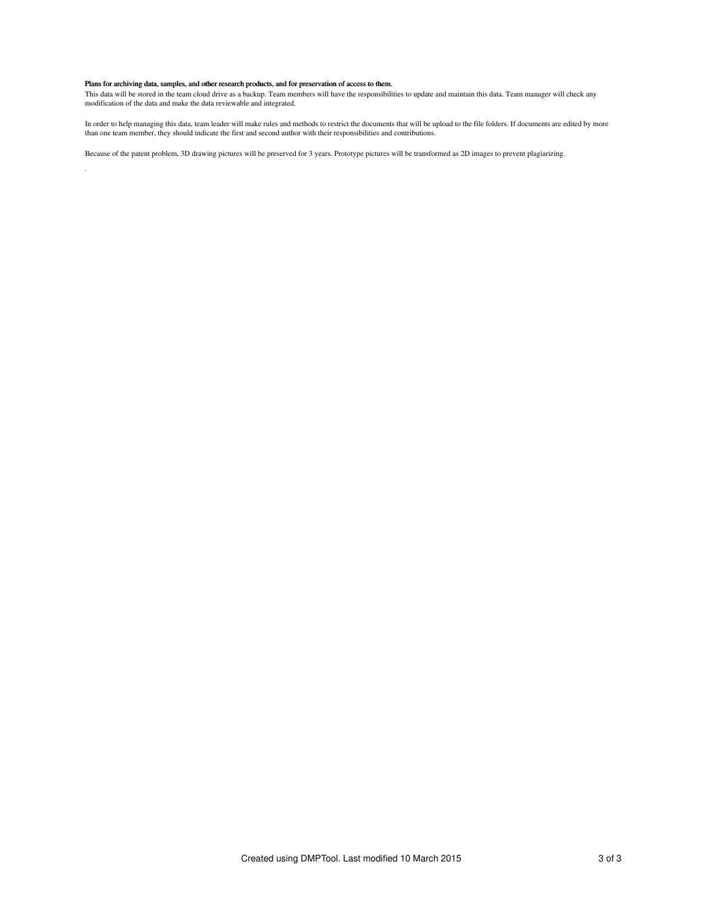**Plans for archiving data, samples, and other research products, and for preservation of access to them.**

This data will be stored in the team cloud drive as a backup. Team members will have the responsibilities to update and maintain this data. Team manager will check any modification of the data and make the data reviewable and integrated.

In order to help managing this data, team leader will make rules and methods to restrict the documents that will be upload to the file folders. If documents are edited by more than one team member, they should indicate the first and second author with their responsibilities and contributions.

Because of the patent problem, 3D drawing pictures will be preserved for 3 years. Prototype pictures will be transformed as 2D images to prevent plagiarizing.